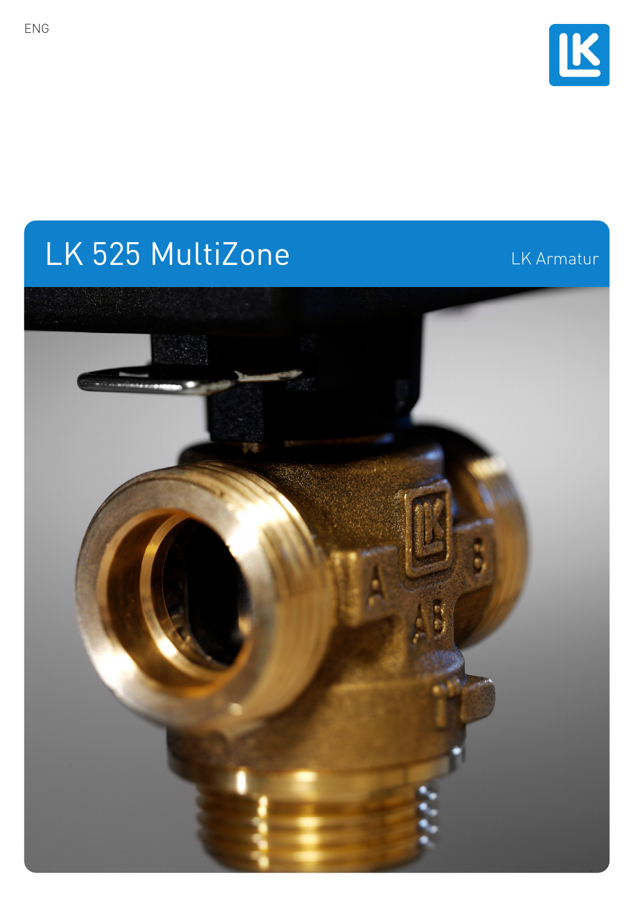ENG

# LK 525 MultiZone

LK Armatur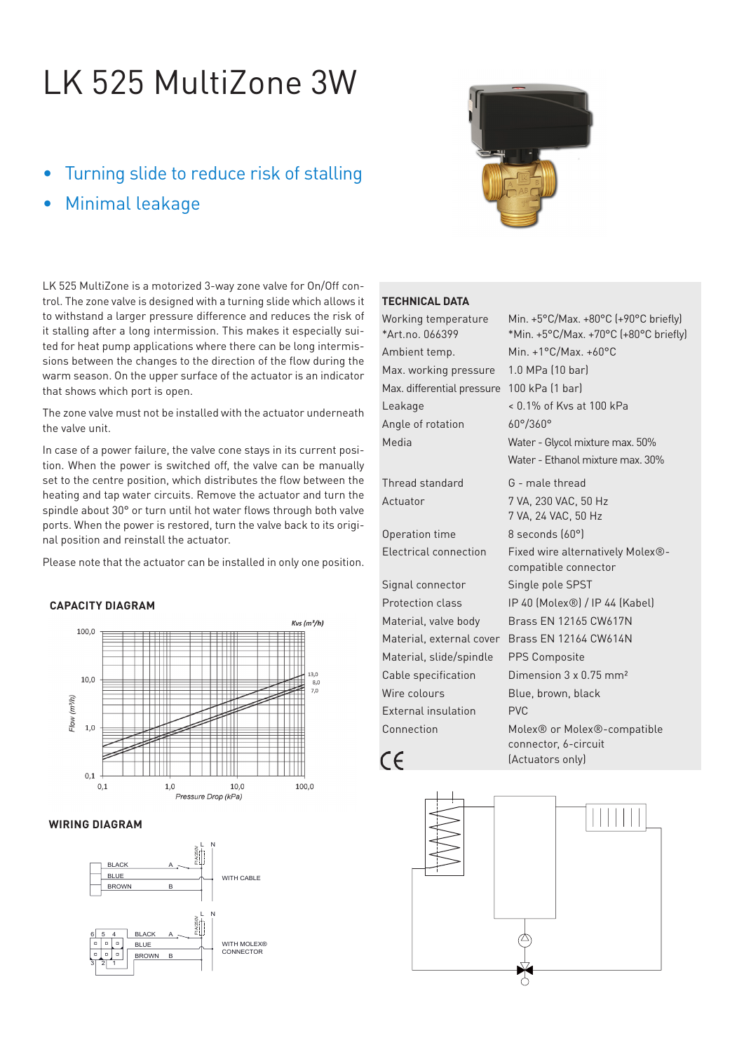# LK 525 MultiZone 3W

- Turning slide to reduce risk of stalling
- Minimal leakage

LK 525 MultiZone is a motorized 3-way zone valve for On/Off control. The zone valve is designed with a turning slide which allows it to withstand a larger pressure difference and reduces the risk of it stalling after a long intermission. This makes it especially suited for heat pump applications where there can be long intermissions between the changes to the direction of the flow during the warm season. On the upper surface of the actuator is an indicator that shows which port is open.

The zone valve must not be installed with the actuator underneath the valve unit.

In case of a power failure, the valve cone stays in its current position. When the power is switched off, the valve can be manually set to the centre position, which distributes the flow between the heating and tap water circuits. Remove the actuator and turn the spindle about 30° or turn until hot water flows through both valve ports. When the power is restored, turn the valve back to its original position and reinstall the actuator.

Please note that the actuator can be installed in only one position.

## TECHNICAL DATA

| | |
|---|---|
| Working temperature<br>*Art.no. 066399 | Min. +5°C/Max. +80°C (+90°C briefly)<br>*Min. +5°C/Max. +70°C (+80°C briefly) |
| Ambient temp. | Min. +1°C/Max. +60°C |
| Max. working pressure | 1.0 MPa (10 bar) |
| Max. differential pressure | 100 kPa (1 bar) |
| Leakage | < 0.1% of Kvs at 100 kPa |
| Angle of rotation | 60°/360° |
| Media | Water - Glycol mixture max. 50%<br>Water - Ethanol mixture max. 30% |
| Thread standard | G - male thread |
| Actuator | 7 VA, 230 VAC, 50 Hz<br>7 VA, 24 VAC, 50 Hz |
| Operation time | 8 seconds (60°) |
| Electrical connection | Fixed wire alternatively Molex®-compatible connector |
| Signal connector | Single pole SPST |
| Protection class | IP 40 (Molex®) / IP 44 (Kabel) |
| Material, valve body | Brass EN 12165 CW617N |
| Material, external cover | Brass EN 12164 CW614N |
| Material, slide/spindle | PPS Composite |
| Cable specification | Dimension 3 x 0.75 mm² |
| Wire colours | Blue, brown, black |
| External insulation | PVC |
| Connection | Molex® or Molex®-compatible connector, 6-circuit (Actuators only) |

CE

## CAPACITY DIAGRAM

Kvs (m³/h): 13,0; 8,0; 7,0

Flow (m³/h): 0,1; 1,0; 10,0; 100,0

Pressure Drop (kPa): 0,1; 1,0; 10,0; 100,0

## WIRING DIAGRAM

BLACK A, BLUE, BROWN B — L, N — WITH CABLE

6 5 4 / 3 2 1 — BLACK A, BLUE, BROWN B — L, N — WITH MOLEX® CONNECTOR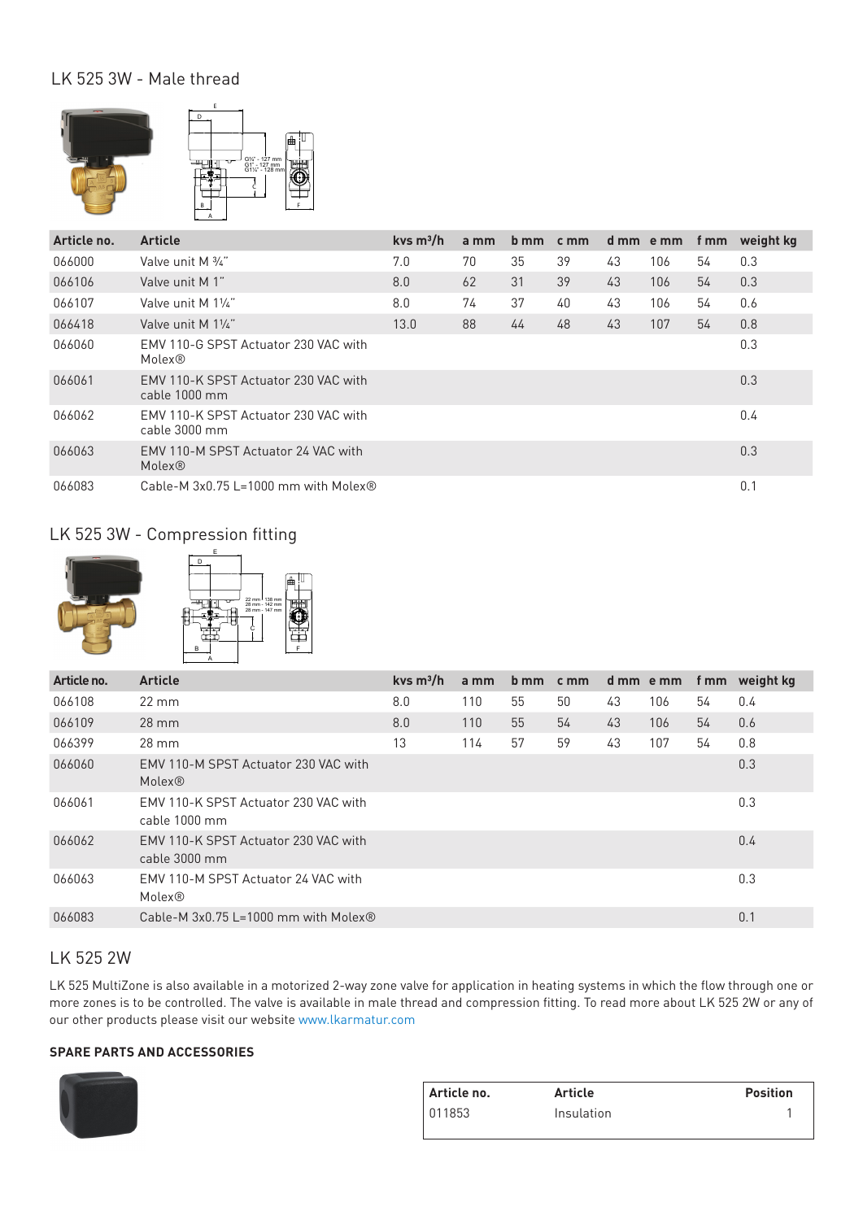## LK 525 3W - Male thread

| Article no. | Article | kvs m³/h | a mm | b mm | c mm | d mm | e mm | f mm | weight kg |
|---|---|---|---|---|---|---|---|---|---|
| 066000 | Valve unit M ¾" | 7.0 | 70 | 35 | 39 | 43 | 106 | 54 | 0.3 |
| 066106 | Valve unit M 1" | 8.0 | 62 | 31 | 39 | 43 | 106 | 54 | 0.3 |
| 066107 | Valve unit M 1¼" | 8.0 | 74 | 37 | 40 | 43 | 106 | 54 | 0.6 |
| 066418 | Valve unit M 1¼" | 13.0 | 88 | 44 | 48 | 43 | 107 | 54 | 0.8 |
| 066060 | EMV 110-G SPST Actuator 230 VAC with Molex® | | | | | | | | 0.3 |
| 066061 | EMV 110-K SPST Actuator 230 VAC with cable 1000 mm | | | | | | | | 0.3 |
| 066062 | EMV 110-K SPST Actuator 230 VAC with cable 3000 mm | | | | | | | | 0.4 |
| 066063 | EMV 110-M SPST Actuator 24 VAC with Molex® | | | | | | | | 0.3 |
| 066083 | Cable-M 3x0.75 L=1000 mm with Molex® | | | | | | | | 0.1 |

## LK 525 3W - Compression fitting

| Article no. | Article | kvs m³/h | a mm | b mm | c mm | d mm | e mm | f mm | weight kg |
|---|---|---|---|---|---|---|---|---|---|
| 066108 | 22 mm | 8.0 | 110 | 55 | 50 | 43 | 106 | 54 | 0.4 |
| 066109 | 28 mm | 8.0 | 110 | 55 | 54 | 43 | 106 | 54 | 0.6 |
| 066399 | 28 mm | 13 | 114 | 57 | 59 | 43 | 107 | 54 | 0.8 |
| 066060 | EMV 110-M SPST Actuator 230 VAC with Molex® | | | | | | | | 0.3 |
| 066061 | EMV 110-K SPST Actuator 230 VAC with cable 1000 mm | | | | | | | | 0.3 |
| 066062 | EMV 110-K SPST Actuator 230 VAC with cable 3000 mm | | | | | | | | 0.4 |
| 066063 | EMV 110-M SPST Actuator 24 VAC with Molex® | | | | | | | | 0.3 |
| 066083 | Cable-M 3x0.75 L=1000 mm with Molex® | | | | | | | | 0.1 |

## LK 525 2W

LK 525 MultiZone is also available in a motorized 2-way zone valve for application in heating systems in which the flow through one or more zones is to be controlled. The valve is available in male thread and compression fitting. To read more about LK 525 2W or any of our other products please visit our website www.lkarmatur.com

### SPARE PARTS AND ACCESSORIES

| Article no. | Article | Position |
|---|---|---|
| 011853 | Insulation | 1 |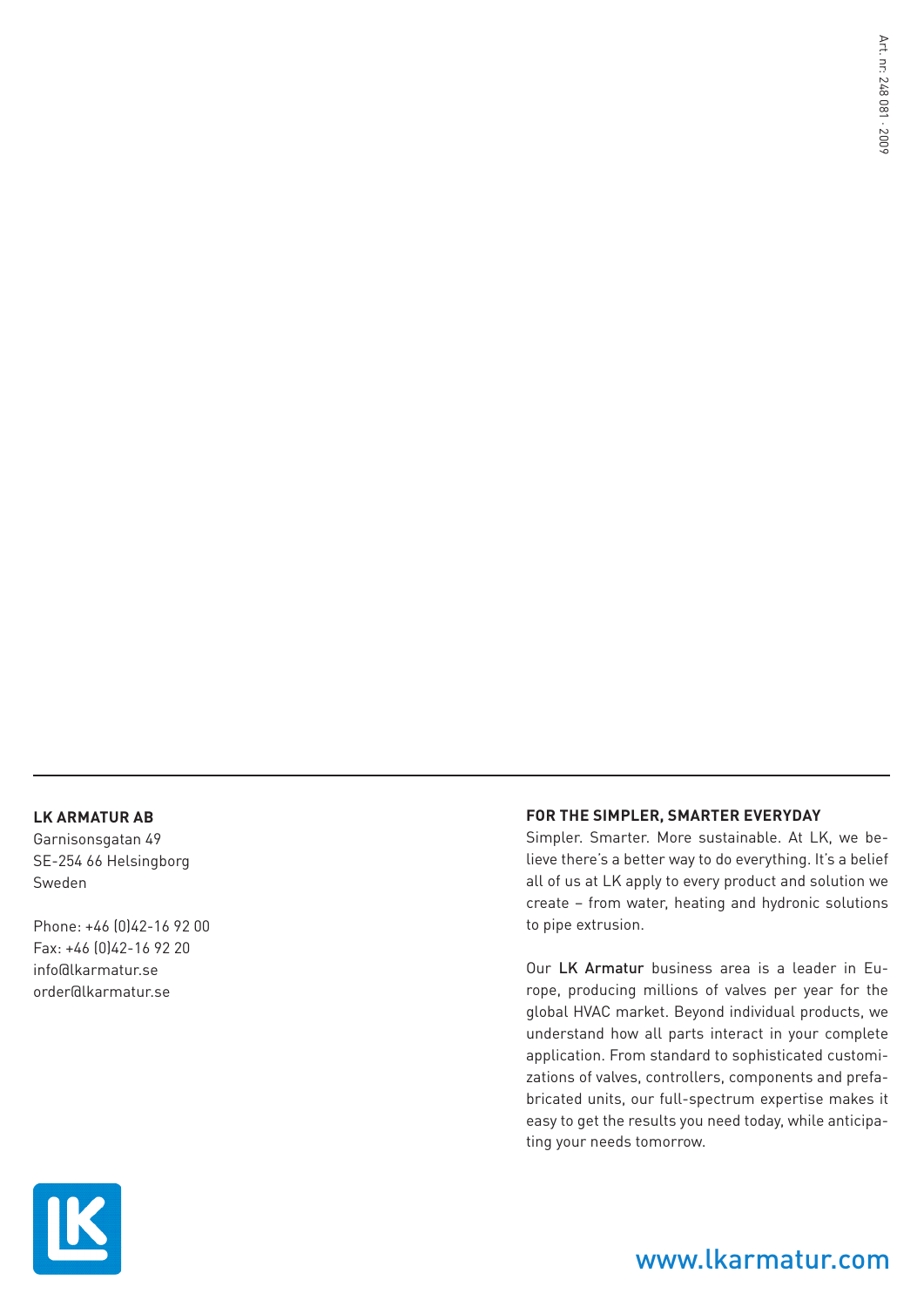Art. nr: 248 081 · 2009

**LK ARMATUR AB**
Garnisonsgatan 49
SE-254 66 Helsingborg
Sweden

Phone: +46 (0)42-16 92 00
Fax: +46 (0)42-16 92 20
info@lkarmatur.se
order@lkarmatur.se

**FOR THE SIMPLER, SMARTER EVERYDAY**

Simpler. Smarter. More sustainable. At LK, we believe there's a better way to do everything. It's a belief all of us at LK apply to every product and solution we create – from water, heating and hydronic solutions to pipe extrusion.

Our LK Armatur business area is a leader in Europe, producing millions of valves per year for the global HVAC market. Beyond individual products, we understand how all parts interact in your complete application. From standard to sophisticated customizations of valves, controllers, components and prefabricated units, our full-spectrum expertise makes it easy to get the results you need today, while anticipating your needs tomorrow.

www.lkarmatur.com